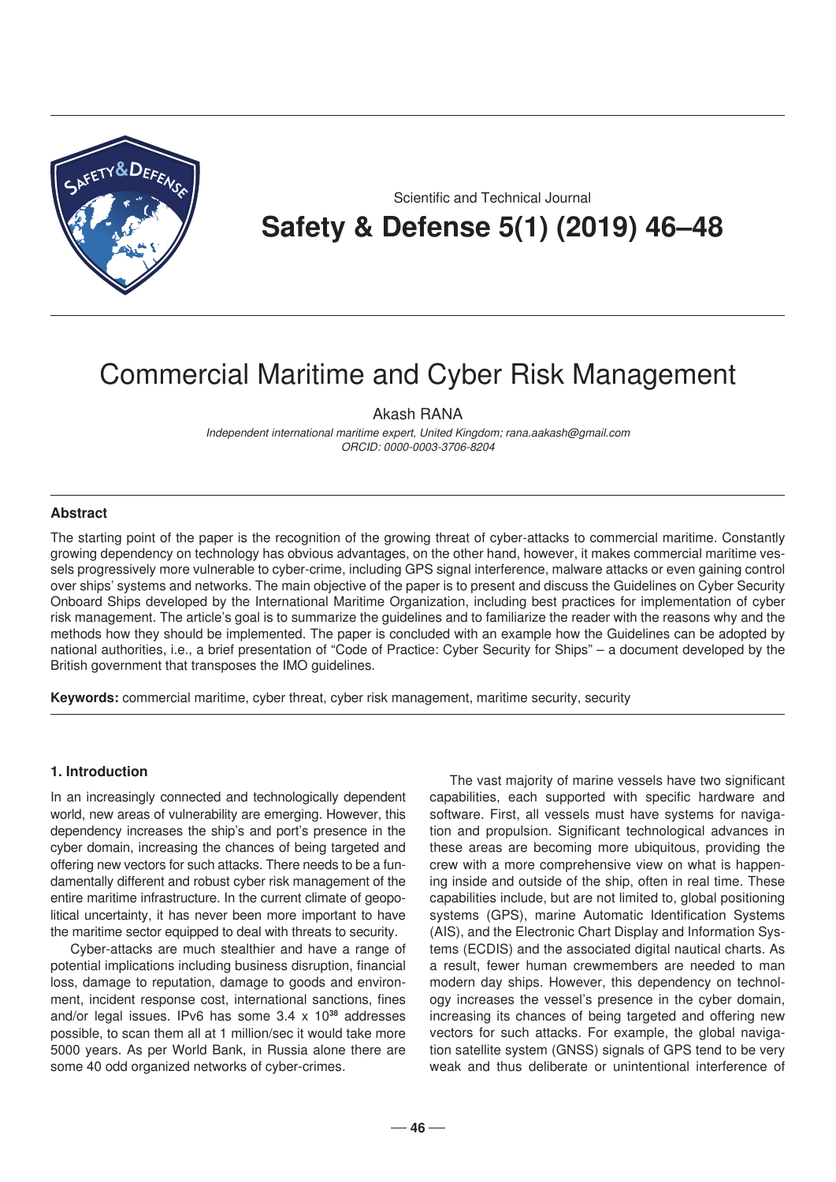Scientific and Technical Journal

# Safety & Defense 5(1) (2019) 46–48

# Commercial Maritime and Cyber Risk Management

Akash RANA

*Independent international maritime expert, United Kingdom; rana.aakash@gmail.com*
*ORCID: 0000-0003-3706-8204*

## Abstract

The starting point of the paper is the recognition of the growing threat of cyber-attacks to commercial maritime. Constantly growing dependency on technology has obvious advantages, on the other hand, however, it makes commercial maritime vessels progressively more vulnerable to cyber-crime, including GPS signal interference, malware attacks or even gaining control over ships' systems and networks. The main objective of the paper is to present and discuss the Guidelines on Cyber Security Onboard Ships developed by the International Maritime Organization, including best practices for implementation of cyber risk management. The article's goal is to summarize the guidelines and to familiarize the reader with the reasons why and the methods how they should be implemented. The paper is concluded with an example how the Guidelines can be adopted by national authorities, i.e., a brief presentation of "Code of Practice: Cyber Security for Ships" – a document developed by the British government that transposes the IMO guidelines.

**Keywords:** commercial maritime, cyber threat, cyber risk management, maritime security, security

## 1. Introduction

In an increasingly connected and technologically dependent world, new areas of vulnerability are emerging. However, this dependency increases the ship's and port's presence in the cyber domain, increasing the chances of being targeted and offering new vectors for such attacks. There needs to be a fundamentally different and robust cyber risk management of the entire maritime infrastructure. In the current climate of geopolitical uncertainty, it has never been more important to have the maritime sector equipped to deal with threats to security.

Cyber-attacks are much stealthier and have a range of potential implications including business disruption, financial loss, damage to reputation, damage to goods and environment, incident response cost, international sanctions, fines and/or legal issues. IPv6 has some $3.4 \times 10^{38}$ addresses possible, to scan them all at 1 million/sec it would take more 5000 years. As per World Bank, in Russia alone there are some 40 odd organized networks of cyber-crimes.

The vast majority of marine vessels have two significant capabilities, each supported with specific hardware and software. First, all vessels must have systems for navigation and propulsion. Significant technological advances in these areas are becoming more ubiquitous, providing the crew with a more comprehensive view on what is happening inside and outside of the ship, often in real time. These capabilities include, but are not limited to, global positioning systems (GPS), marine Automatic Identification Systems (AIS), and the Electronic Chart Display and Information Systems (ECDIS) and the associated digital nautical charts. As a result, fewer human crewmembers are needed to man modern day ships. However, this dependency on technology increases the vessel's presence in the cyber domain, increasing its chances of being targeted and offering new vectors for such attacks. For example, the global navigation satellite system (GNSS) signals of GPS tend to be very weak and thus deliberate or unintentional interference of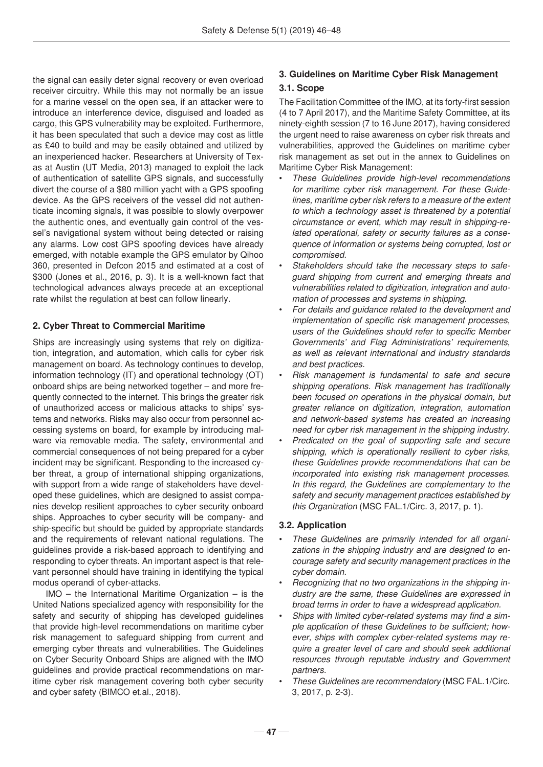the signal can easily deter signal recovery or even overload receiver circuitry. While this may not normally be an issue for a marine vessel on the open sea, if an attacker were to introduce an interference device, disguised and loaded as cargo, this GPS vulnerability may be exploited. Furthermore, it has been speculated that such a device may cost as little as £40 to build and may be easily obtained and utilized by an inexperienced hacker. Researchers at University of Texas at Austin (UT Media, 2013) managed to exploit the lack of authentication of satellite GPS signals, and successfully divert the course of a $80 million yacht with a GPS spoofing device. As the GPS receivers of the vessel did not authenticate incoming signals, it was possible to slowly overpower the authentic ones, and eventually gain control of the vessel's navigational system without being detected or raising any alarms. Low cost GPS spoofing devices have already emerged, with notable example the GPS emulator by Qihoo 360, presented in Defcon 2015 and estimated at a cost of $300 (Jones et al., 2016, p. 3). It is a well-known fact that technological advances always precede at an exceptional rate whilst the regulation at best can follow linearly.

## 2. Cyber Threat to Commercial Maritime

Ships are increasingly using systems that rely on digitization, integration, and automation, which calls for cyber risk management on board. As technology continues to develop, information technology (IT) and operational technology (OT) onboard ships are being networked together – and more frequently connected to the internet. This brings the greater risk of unauthorized access or malicious attacks to ships' systems and networks. Risks may also occur from personnel accessing systems on board, for example by introducing malware via removable media. The safety, environmental and commercial consequences of not being prepared for a cyber incident may be significant. Responding to the increased cyber threat, a group of international shipping organizations, with support from a wide range of stakeholders have developed these guidelines, which are designed to assist companies develop resilient approaches to cyber security onboard ships. Approaches to cyber security will be company- and ship-specific but should be guided by appropriate standards and the requirements of relevant national regulations. The guidelines provide a risk-based approach to identifying and responding to cyber threats. An important aspect is that relevant personnel should have training in identifying the typical modus operandi of cyber-attacks.

IMO – the International Maritime Organization – is the United Nations specialized agency with responsibility for the safety and security of shipping has developed guidelines that provide high-level recommendations on maritime cyber risk management to safeguard shipping from current and emerging cyber threats and vulnerabilities. The Guidelines on Cyber Security Onboard Ships are aligned with the IMO guidelines and provide practical recommendations on maritime cyber risk management covering both cyber security and cyber safety (BIMCO et.al., 2018).

## 3. Guidelines on Maritime Cyber Risk Management

### 3.1. Scope

The Facilitation Committee of the IMO, at its forty-first session (4 to 7 April 2017), and the Maritime Safety Committee, at its ninety-eighth session (7 to 16 June 2017), having considered the urgent need to raise awareness on cyber risk threats and vulnerabilities, approved the Guidelines on maritime cyber risk management as set out in the annex to Guidelines on Maritime Cyber Risk Management:

- *These Guidelines provide high-level recommendations for maritime cyber risk management. For these Guidelines, maritime cyber risk refers to a measure of the extent to which a technology asset is threatened by a potential circumstance or event, which may result in shipping-related operational, safety or security failures as a consequence of information or systems being corrupted, lost or compromised.*
- *Stakeholders should take the necessary steps to safeguard shipping from current and emerging threats and vulnerabilities related to digitization, integration and automation of processes and systems in shipping.*
- *For details and guidance related to the development and implementation of specific risk management processes, users of the Guidelines should refer to specific Member Governments' and Flag Administrations' requirements, as well as relevant international and industry standards and best practices.*
- *Risk management is fundamental to safe and secure shipping operations. Risk management has traditionally been focused on operations in the physical domain, but greater reliance on digitization, integration, automation and network-based systems has created an increasing need for cyber risk management in the shipping industry.*
- *Predicated on the goal of supporting safe and secure shipping, which is operationally resilient to cyber risks, these Guidelines provide recommendations that can be incorporated into existing risk management processes. In this regard, the Guidelines are complementary to the safety and security management practices established by this Organization* (MSC FAL.1/Circ. 3, 2017, p. 1).

### 3.2. Application

- *These Guidelines are primarily intended for all organizations in the shipping industry and are designed to encourage safety and security management practices in the cyber domain.*
- *Recognizing that no two organizations in the shipping industry are the same, these Guidelines are expressed in broad terms in order to have a widespread application.*
- *Ships with limited cyber-related systems may find a simple application of these Guidelines to be sufficient; however, ships with complex cyber-related systems may require a greater level of care and should seek additional resources through reputable industry and Government partners.*
- *These Guidelines are recommendatory* (MSC FAL.1/Circ. 3, 2017, p. 2-3).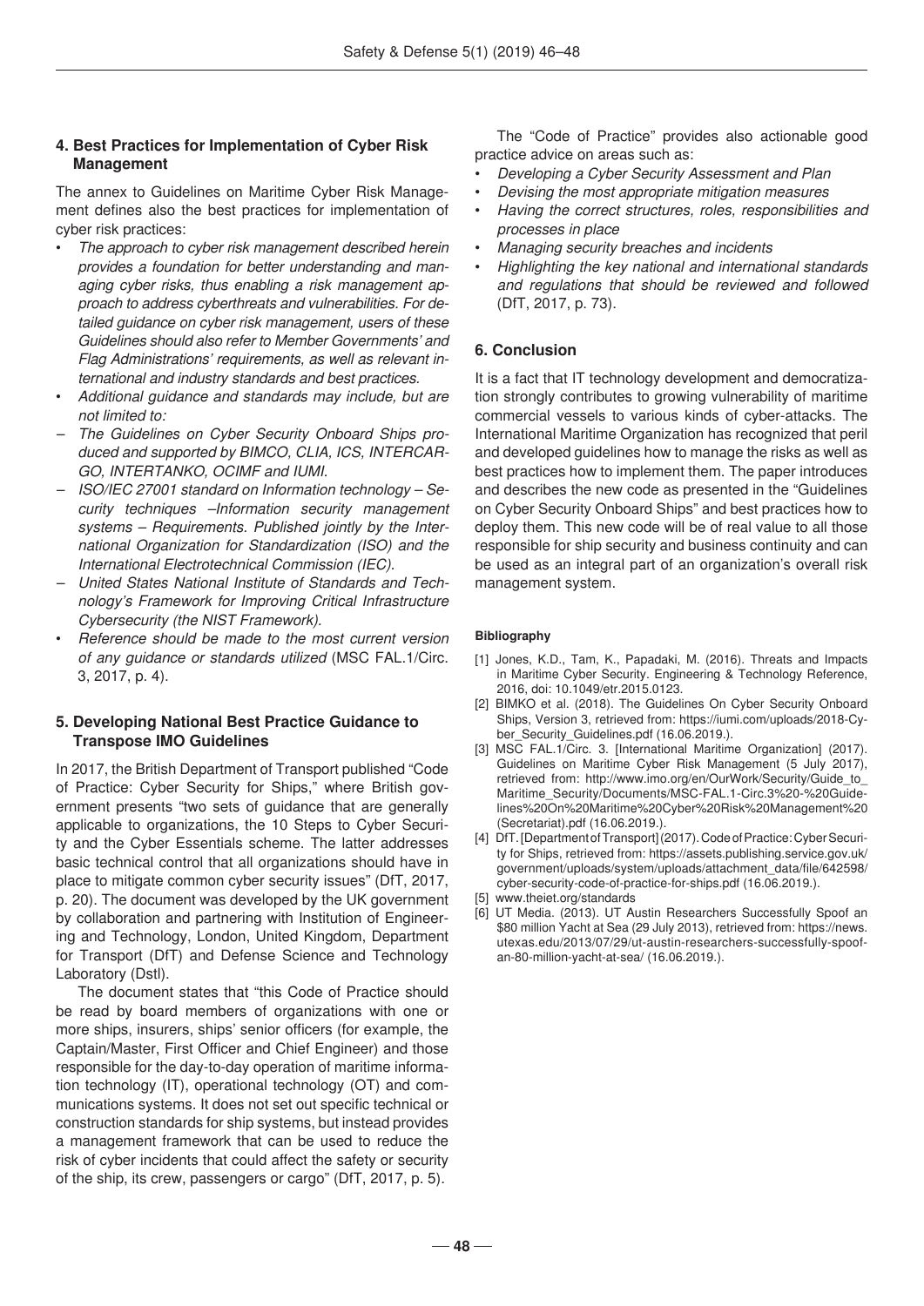## 4. Best Practices for Implementation of Cyber Risk Management

The annex to Guidelines on Maritime Cyber Risk Management defines also the best practices for implementation of cyber risk practices:

- *The approach to cyber risk management described herein provides a foundation for better understanding and managing cyber risks, thus enabling a risk management approach to address cyberthreats and vulnerabilities. For detailed guidance on cyber risk management, users of these Guidelines should also refer to Member Governments' and Flag Administrations' requirements, as well as relevant international and industry standards and best practices.*
- *Additional guidance and standards may include, but are not limited to:*
  - *The Guidelines on Cyber Security Onboard Ships produced and supported by BIMCO, CLIA, ICS, INTERCARGO, INTERTANKO, OCIMF and IUMI.*
  - *ISO/IEC 27001 standard on Information technology – Security techniques –Information security management systems – Requirements. Published jointly by the International Organization for Standardization (ISO) and the International Electrotechnical Commission (IEC).*
  - *United States National Institute of Standards and Technology's Framework for Improving Critical Infrastructure Cybersecurity (the NIST Framework).*
- *Reference should be made to the most current version of any guidance or standards utilized* (MSC FAL.1/Circ. 3, 2017, p. 4).

## 5. Developing National Best Practice Guidance to Transpose IMO Guidelines

In 2017, the British Department of Transport published "Code of Practice: Cyber Security for Ships," where British government presents "two sets of guidance that are generally applicable to organizations, the 10 Steps to Cyber Security and the Cyber Essentials scheme. The latter addresses basic technical control that all organizations should have in place to mitigate common cyber security issues" (DfT, 2017, p. 20). The document was developed by the UK government by collaboration and partnering with Institution of Engineering and Technology, London, United Kingdom, Department for Transport (DfT) and Defense Science and Technology Laboratory (Dstl).

The document states that "this Code of Practice should be read by board members of organizations with one or more ships, insurers, ships' senior officers (for example, the Captain/Master, First Officer and Chief Engineer) and those responsible for the day-to-day operation of maritime information technology (IT), operational technology (OT) and communications systems. It does not set out specific technical or construction standards for ship systems, but instead provides a management framework that can be used to reduce the risk of cyber incidents that could affect the safety or security of the ship, its crew, passengers or cargo" (DfT, 2017, p. 5).

The "Code of Practice" provides also actionable good practice advice on areas such as:

- *Developing a Cyber Security Assessment and Plan*
- *Devising the most appropriate mitigation measures*
- *Having the correct structures, roles, responsibilities and processes in place*
- *Managing security breaches and incidents*
- *Highlighting the key national and international standards and regulations that should be reviewed and followed* (DfT, 2017, p. 73).

## 6. Conclusion

It is a fact that IT technology development and democratization strongly contributes to growing vulnerability of maritime commercial vessels to various kinds of cyber-attacks. The International Maritime Organization has recognized that peril and developed guidelines how to manage the risks as well as best practices how to implement them. The paper introduces and describes the new code as presented in the "Guidelines on Cyber Security Onboard Ships" and best practices how to deploy them. This new code will be of real value to all those responsible for ship security and business continuity and can be used as an integral part of an organization's overall risk management system.

#### Bibliography

[1] Jones, K.D., Tam, K., Papadaki, M. (2016). Threats and Impacts in Maritime Cyber Security. Engineering & Technology Reference, 2016, doi: 10.1049/etr.2015.0123.

[2] BIMKO et al. (2018). The Guidelines On Cyber Security Onboard Ships, Version 3, retrieved from: https://iumi.com/uploads/2018-Cyber_Security_Guidelines.pdf (16.06.2019.).

[3] MSC FAL.1/Circ. 3. [International Maritime Organization] (2017). Guidelines on Maritime Cyber Risk Management (5 July 2017), retrieved from: http://www.imo.org/en/OurWork/Security/Guide_to_Maritime_Security/Documents/MSC-FAL.1-Circ.3%20-%20Guidelines%20On%20Maritime%20Cyber%20Risk%20Management%20(Secretariat).pdf (16.06.2019.).

[4] DfT. [Department of Transport] (2017). Code of Practice: Cyber Security for Ships, retrieved from: https://assets.publishing.service.gov.uk/government/uploads/system/uploads/attachment_data/file/642598/cyber-security-code-of-practice-for-ships.pdf (16.06.2019.).

[5] www.theiet.org/standards

[6] UT Media. (2013). UT Austin Researchers Successfully Spoof an $80 million Yacht at Sea (29 July 2013), retrieved from: https://news.utexas.edu/2013/07/29/ut-austin-researchers-successfully-spoof-an-80-million-yacht-at-sea/ (16.06.2019.).